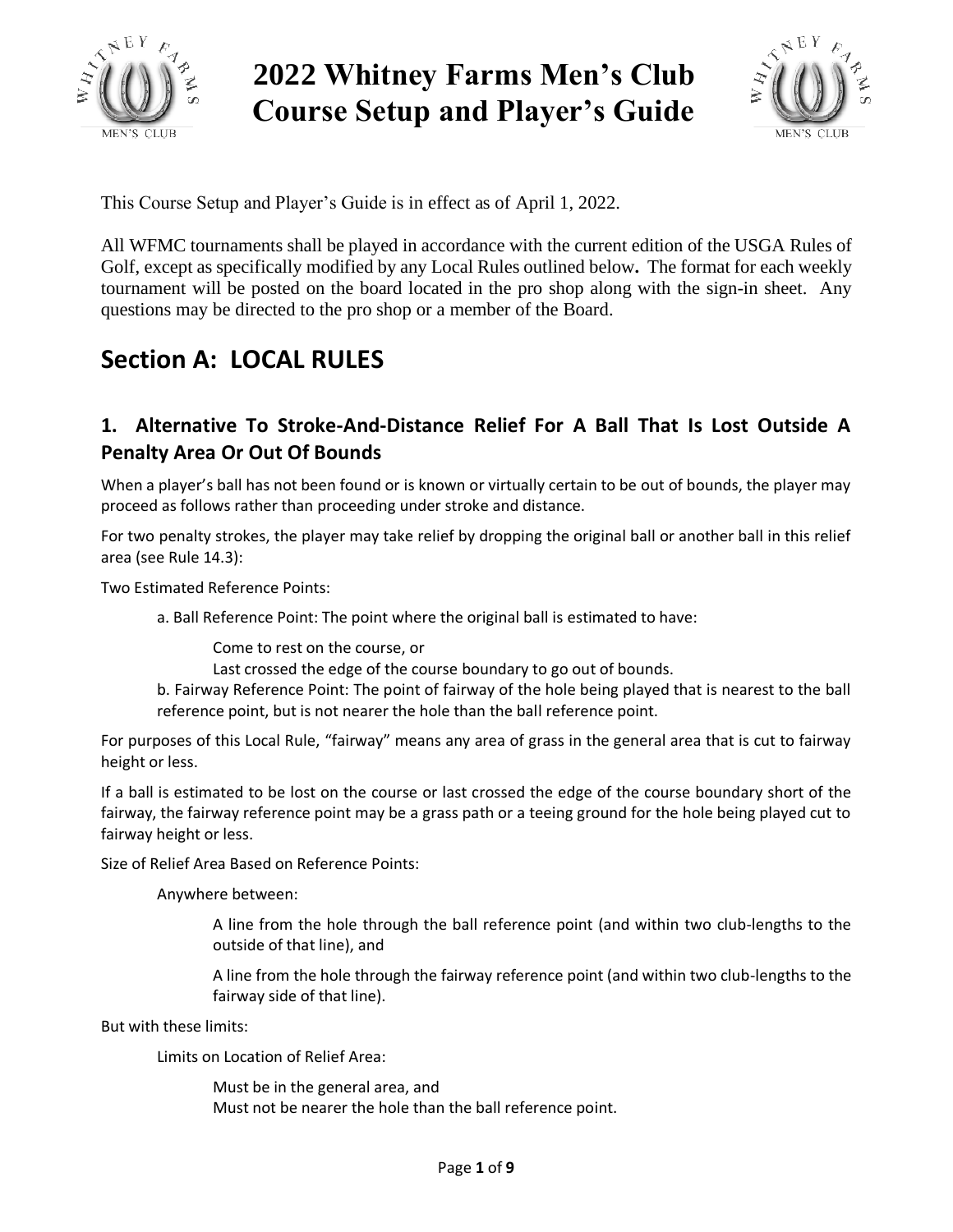# 2022 Whitney Farms Men's Club Course Setup and Player's Guide

This Course Setup and Player's Guide is in effect as of April 1, 2022.

All WFMC tournaments shall be played in accordance with the current edition of the USGA Rules of Golf, except as specifically modified by any Local Rules outlined below**.** The format for each weekly tournament will be posted on the board located in the pro shop along with the sign-in sheet. Any questions may be directed to the pro shop or a member of the Board.

## Section A: LOCAL RULES

### 1. Alternative To Stroke-And-Distance Relief For A Ball That Is Lost Outside A Penalty Area Or Out Of Bounds

When a player's ball has not been found or is known or virtually certain to be out of bounds, the player may proceed as follows rather than proceeding under stroke and distance.

For two penalty strokes, the player may take relief by dropping the original ball or another ball in this relief area (see Rule 14.3):

Two Estimated Reference Points:

a. Ball Reference Point: The point where the original ball is estimated to have:

Come to rest on the course, or
Last crossed the edge of the course boundary to go out of bounds.

b. Fairway Reference Point: The point of fairway of the hole being played that is nearest to the ball reference point, but is not nearer the hole than the ball reference point.

For purposes of this Local Rule, "fairway" means any area of grass in the general area that is cut to fairway height or less.

If a ball is estimated to be lost on the course or last crossed the edge of the course boundary short of the fairway, the fairway reference point may be a grass path or a teeing ground for the hole being played cut to fairway height or less.

Size of Relief Area Based on Reference Points:

Anywhere between:

A line from the hole through the ball reference point (and within two club-lengths to the outside of that line), and

A line from the hole through the fairway reference point (and within two club-lengths to the fairway side of that line).

But with these limits:

Limits on Location of Relief Area:

Must be in the general area, and
Must not be nearer the hole than the ball reference point.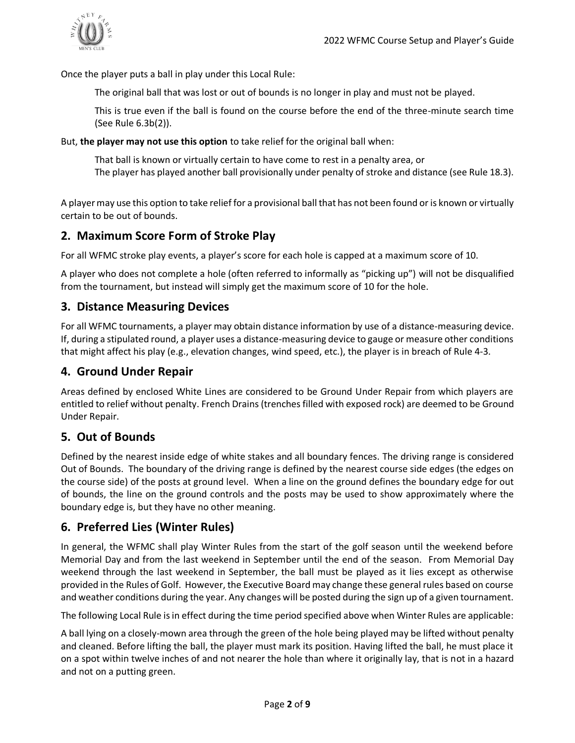Once the player puts a ball in play under this Local Rule:

> The original ball that was lost or out of bounds is no longer in play and must not be played.
>
> This is true even if the ball is found on the course before the end of the three-minute search time (See Rule 6.3b(2)).

But, **the player may not use this option** to take relief for the original ball when:

> That ball is known or virtually certain to have come to rest in a penalty area, or
> The player has played another ball provisionally under penalty of stroke and distance (see Rule 18.3).

A player may use this option to take relief for a provisional ball that has not been found or is known or virtually certain to be out of bounds.

## 2. Maximum Score Form of Stroke Play

For all WFMC stroke play events, a player's score for each hole is capped at a maximum score of 10.

A player who does not complete a hole (often referred to informally as "picking up") will not be disqualified from the tournament, but instead will simply get the maximum score of 10 for the hole.

## 3. Distance Measuring Devices

For all WFMC tournaments, a player may obtain distance information by use of a distance-measuring device. If, during a stipulated round, a player uses a distance-measuring device to gauge or measure other conditions that might affect his play (e.g., elevation changes, wind speed, etc.), the player is in breach of Rule 4-3.

## 4. Ground Under Repair

Areas defined by enclosed White Lines are considered to be Ground Under Repair from which players are entitled to relief without penalty. French Drains (trenches filled with exposed rock) are deemed to be Ground Under Repair.

## 5. Out of Bounds

Defined by the nearest inside edge of white stakes and all boundary fences. The driving range is considered Out of Bounds. The boundary of the driving range is defined by the nearest course side edges (the edges on the course side) of the posts at ground level. When a line on the ground defines the boundary edge for out of bounds, the line on the ground controls and the posts may be used to show approximately where the boundary edge is, but they have no other meaning.

## 6. Preferred Lies (Winter Rules)

In general, the WFMC shall play Winter Rules from the start of the golf season until the weekend before Memorial Day and from the last weekend in September until the end of the season. From Memorial Day weekend through the last weekend in September, the ball must be played as it lies except as otherwise provided in the Rules of Golf. However, the Executive Board may change these general rules based on course and weather conditions during the year. Any changes will be posted during the sign up of a given tournament.

The following Local Rule is in effect during the time period specified above when Winter Rules are applicable:

A ball lying on a closely-mown area through the green of the hole being played may be lifted without penalty and cleaned. Before lifting the ball, the player must mark its position. Having lifted the ball, he must place it on a spot within twelve inches of and not nearer the hole than where it originally lay, that is not in a hazard and not on a putting green.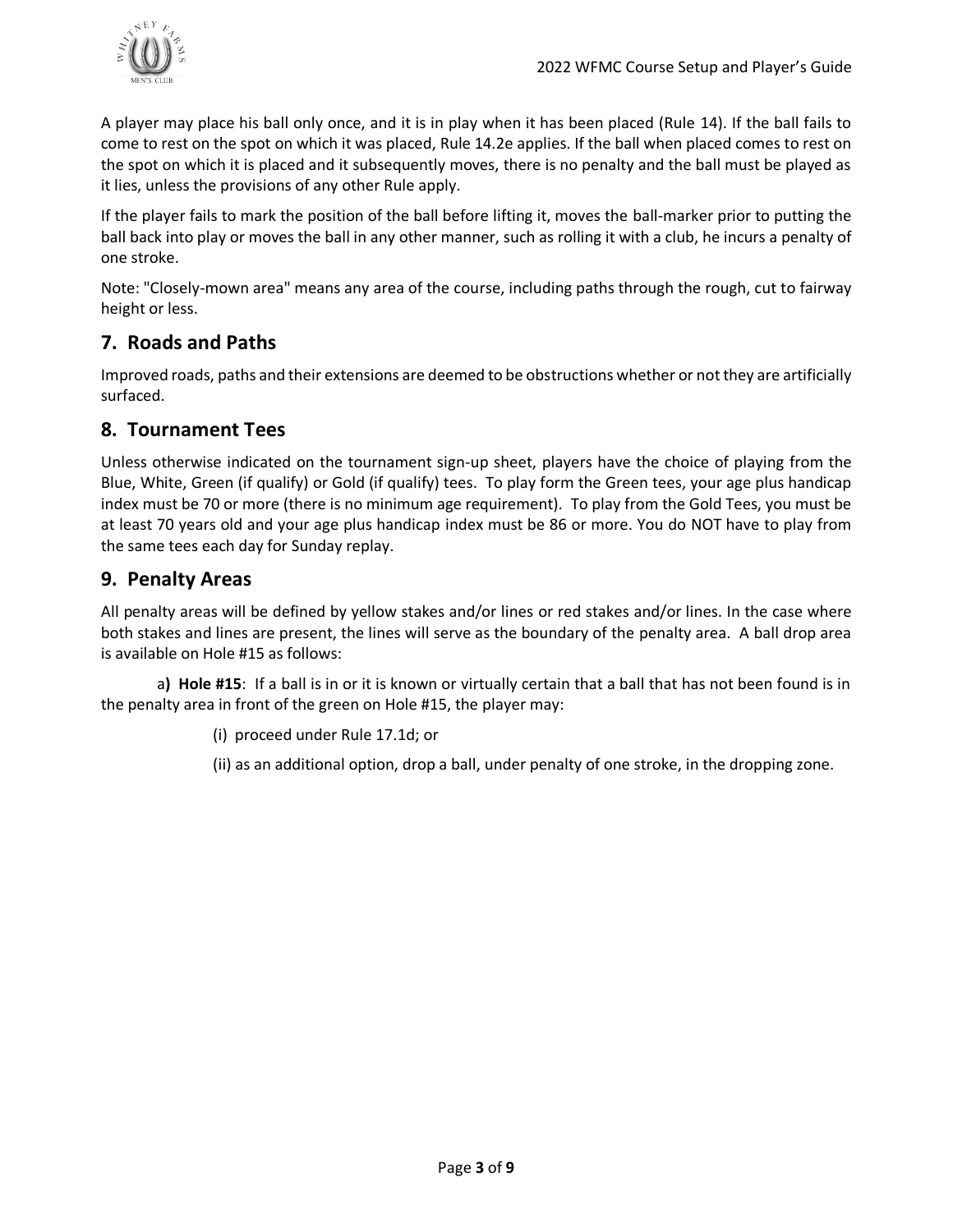A player may place his ball only once, and it is in play when it has been placed (Rule 14). If the ball fails to come to rest on the spot on which it was placed, Rule 14.2e applies. If the ball when placed comes to rest on the spot on which it is placed and it subsequently moves, there is no penalty and the ball must be played as it lies, unless the provisions of any other Rule apply.

If the player fails to mark the position of the ball before lifting it, moves the ball-marker prior to putting the ball back into play or moves the ball in any other manner, such as rolling it with a club, he incurs a penalty of one stroke.

Note: "Closely-mown area" means any area of the course, including paths through the rough, cut to fairway height or less.

## 7. Roads and Paths

Improved roads, paths and their extensions are deemed to be obstructions whether or not they are artificially surfaced.

## 8. Tournament Tees

Unless otherwise indicated on the tournament sign-up sheet, players have the choice of playing from the Blue, White, Green (if qualify) or Gold (if qualify) tees. To play form the Green tees, your age plus handicap index must be 70 or more (there is no minimum age requirement). To play from the Gold Tees, you must be at least 70 years old and your age plus handicap index must be 86 or more. You do NOT have to play from the same tees each day for Sunday replay.

## 9. Penalty Areas

All penalty areas will be defined by yellow stakes and/or lines or red stakes and/or lines. In the case where both stakes and lines are present, the lines will serve as the boundary of the penalty area. A ball drop area is available on Hole #15 as follows:

a**) Hole #15**: If a ball is in or it is known or virtually certain that a ball that has not been found is in the penalty area in front of the green on Hole #15, the player may:

(i) proceed under Rule 17.1d; or

(ii) as an additional option, drop a ball, under penalty of one stroke, in the dropping zone.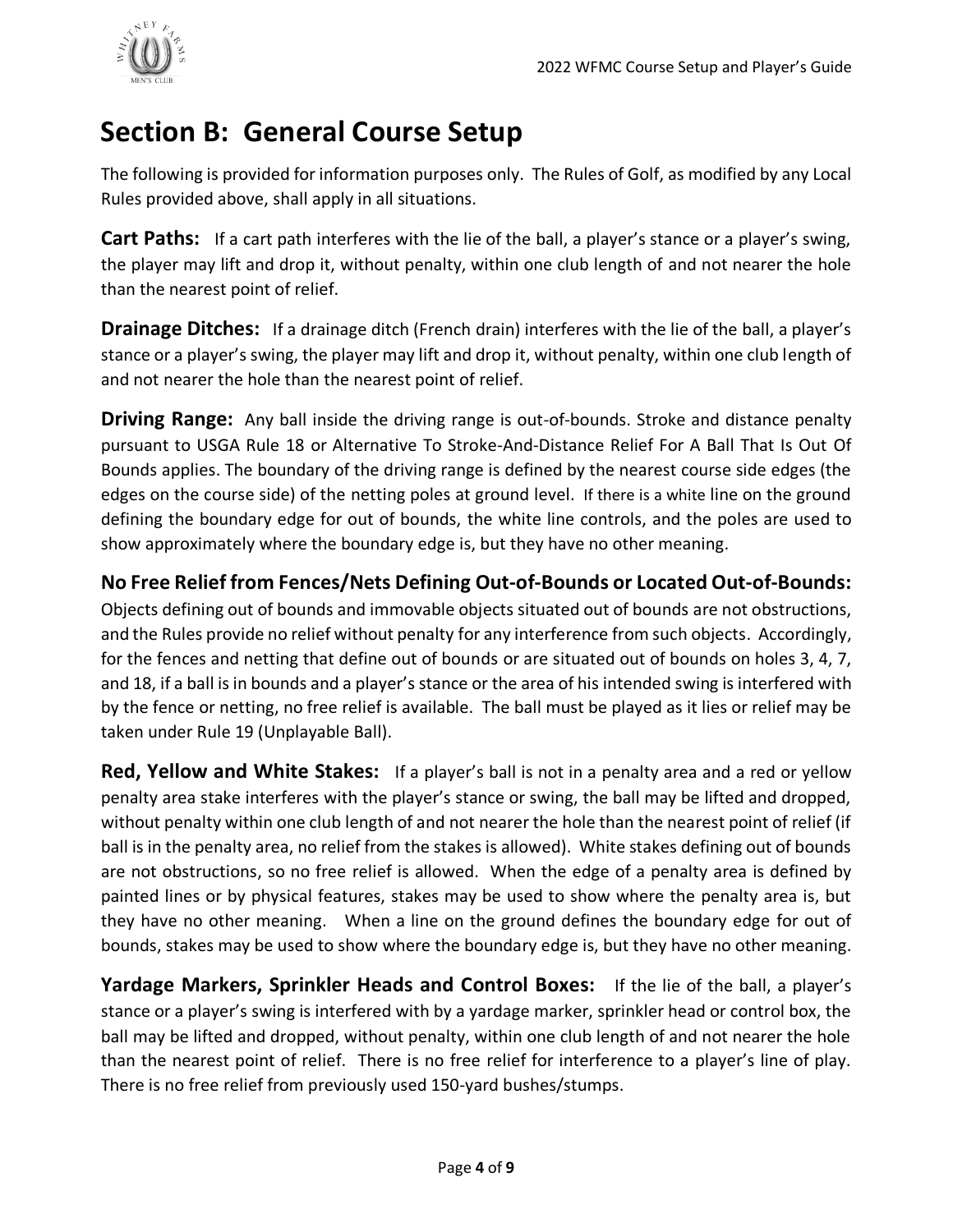# Section B: General Course Setup

The following is provided for information purposes only. The Rules of Golf, as modified by any Local Rules provided above, shall apply in all situations.

**Cart Paths:** If a cart path interferes with the lie of the ball, a player's stance or a player's swing, the player may lift and drop it, without penalty, within one club length of and not nearer the hole than the nearest point of relief.

**Drainage Ditches:** If a drainage ditch (French drain) interferes with the lie of the ball, a player's stance or a player's swing, the player may lift and drop it, without penalty, within one club length of and not nearer the hole than the nearest point of relief.

**Driving Range:** Any ball inside the driving range is out-of-bounds. Stroke and distance penalty pursuant to USGA Rule 18 or Alternative To Stroke-And-Distance Relief For A Ball That Is Out Of Bounds applies. The boundary of the driving range is defined by the nearest course side edges (the edges on the course side) of the netting poles at ground level. If there is a white line on the ground defining the boundary edge for out of bounds, the white line controls, and the poles are used to show approximately where the boundary edge is, but they have no other meaning.

**No Free Relief from Fences/Nets Defining Out-of-Bounds or Located Out-of-Bounds:** Objects defining out of bounds and immovable objects situated out of bounds are not obstructions, and the Rules provide no relief without penalty for any interference from such objects. Accordingly, for the fences and netting that define out of bounds or are situated out of bounds on holes 3, 4, 7, and 18, if a ball is in bounds and a player's stance or the area of his intended swing is interfered with by the fence or netting, no free relief is available. The ball must be played as it lies or relief may be taken under Rule 19 (Unplayable Ball).

**Red, Yellow and White Stakes:** If a player's ball is not in a penalty area and a red or yellow penalty area stake interferes with the player's stance or swing, the ball may be lifted and dropped, without penalty within one club length of and not nearer the hole than the nearest point of relief (if ball is in the penalty area, no relief from the stakes is allowed). White stakes defining out of bounds are not obstructions, so no free relief is allowed. When the edge of a penalty area is defined by painted lines or by physical features, stakes may be used to show where the penalty area is, but they have no other meaning. When a line on the ground defines the boundary edge for out of bounds, stakes may be used to show where the boundary edge is, but they have no other meaning.

**Yardage Markers, Sprinkler Heads and Control Boxes:** If the lie of the ball, a player's stance or a player's swing is interfered with by a yardage marker, sprinkler head or control box, the ball may be lifted and dropped, without penalty, within one club length of and not nearer the hole than the nearest point of relief. There is no free relief for interference to a player's line of play. There is no free relief from previously used 150-yard bushes/stumps.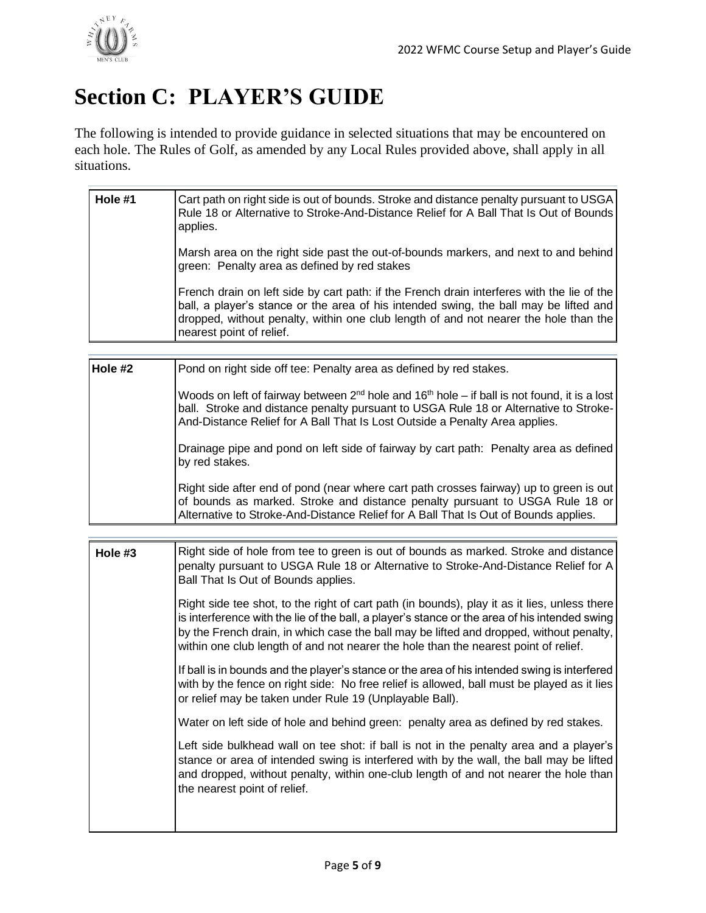# Section C: PLAYER'S GUIDE

The following is intended to provide guidance in selected situations that may be encountered on each hole. The Rules of Golf, as amended by any Local Rules provided above, shall apply in all situations.

| | |
|---|---|
| **Hole #1** | Cart path on right side is out of bounds. Stroke and distance penalty pursuant to USGA Rule 18 or Alternative to Stroke-And-Distance Relief for A Ball That Is Out of Bounds applies.<br><br>Marsh area on the right side past the out-of-bounds markers, and next to and behind green: Penalty area as defined by red stakes<br><br>French drain on left side by cart path: if the French drain interferes with the lie of the ball, a player's stance or the area of his intended swing, the ball may be lifted and dropped, without penalty, within one club length of and not nearer the hole than the nearest point of relief. |

| | |
|---|---|
| **Hole #2** | Pond on right side off tee: Penalty area as defined by red stakes.<br><br>Woods on left of fairway between 2nd hole and 16th hole – if ball is not found, it is a lost ball. Stroke and distance penalty pursuant to USGA Rule 18 or Alternative to Stroke-And-Distance Relief for A Ball That Is Lost Outside a Penalty Area applies.<br><br>Drainage pipe and pond on left side of fairway by cart path: Penalty area as defined by red stakes.<br><br>Right side after end of pond (near where cart path crosses fairway) up to green is out of bounds as marked. Stroke and distance penalty pursuant to USGA Rule 18 or Alternative to Stroke-And-Distance Relief for A Ball That Is Out of Bounds applies. |

| | |
|---|---|
| **Hole #3** | Right side of hole from tee to green is out of bounds as marked. Stroke and distance penalty pursuant to USGA Rule 18 or Alternative to Stroke-And-Distance Relief for A Ball That Is Out of Bounds applies.<br><br>Right side tee shot, to the right of cart path (in bounds), play it as it lies, unless there is interference with the lie of the ball, a player's stance or the area of his intended swing by the French drain, in which case the ball may be lifted and dropped, without penalty, within one club length of and not nearer the hole than the nearest point of relief.<br><br>If ball is in bounds and the player's stance or the area of his intended swing is interfered with by the fence on right side: No free relief is allowed, ball must be played as it lies or relief may be taken under Rule 19 (Unplayable Ball).<br><br>Water on left side of hole and behind green: penalty area as defined by red stakes.<br><br>Left side bulkhead wall on tee shot: if ball is not in the penalty area and a player's stance or area of intended swing is interfered with by the wall, the ball may be lifted and dropped, without penalty, within one-club length of and not nearer the hole than the nearest point of relief. |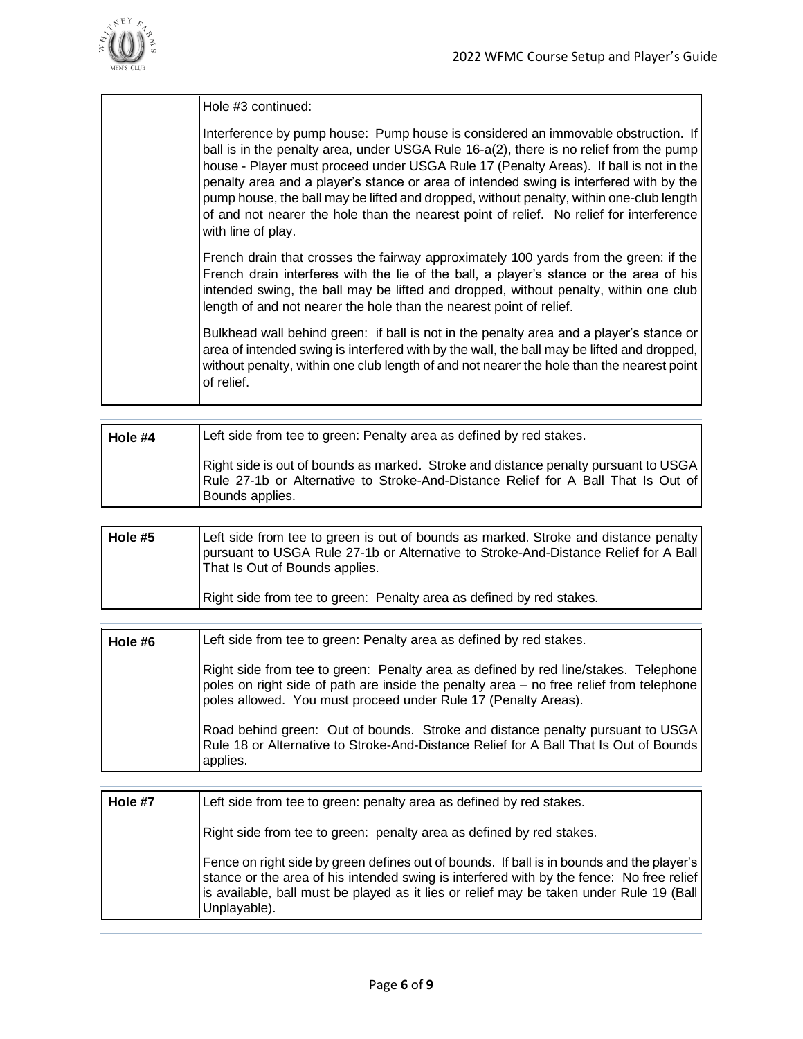| | |
|---|---|
| | Hole #3 continued:<br><br>Interference by pump house: Pump house is considered an immovable obstruction. If ball is in the penalty area, under USGA Rule 16-a(2), there is no relief from the pump house - Player must proceed under USGA Rule 17 (Penalty Areas). If ball is not in the penalty area and a player's stance or area of intended swing is interfered with by the pump house, the ball may be lifted and dropped, without penalty, within one-club length of and not nearer the hole than the nearest point of relief. No relief for interference with line of play.<br><br>French drain that crosses the fairway approximately 100 yards from the green: if the French drain interferes with the lie of the ball, a player's stance or the area of his intended swing, the ball may be lifted and dropped, without penalty, within one club length of and not nearer the hole than the nearest point of relief.<br><br>Bulkhead wall behind green: if ball is not in the penalty area and a player's stance or area of intended swing is interfered with by the wall, the ball may be lifted and dropped, without penalty, within one club length of and not nearer the hole than the nearest point of relief. |

| | |
|---|---|
| **Hole #4** | Left side from tee to green: Penalty area as defined by red stakes.<br><br>Right side is out of bounds as marked. Stroke and distance penalty pursuant to USGA Rule 27-1b or Alternative to Stroke-And-Distance Relief for A Ball That Is Out of Bounds applies. |

| | |
|---|---|
| **Hole #5** | Left side from tee to green is out of bounds as marked. Stroke and distance penalty pursuant to USGA Rule 27-1b or Alternative to Stroke-And-Distance Relief for A Ball That Is Out of Bounds applies.<br><br>Right side from tee to green: Penalty area as defined by red stakes. |

| | |
|---|---|
| **Hole #6** | Left side from tee to green: Penalty area as defined by red stakes.<br><br>Right side from tee to green: Penalty area as defined by red line/stakes. Telephone poles on right side of path are inside the penalty area – no free relief from telephone poles allowed. You must proceed under Rule 17 (Penalty Areas).<br><br>Road behind green: Out of bounds. Stroke and distance penalty pursuant to USGA Rule 18 or Alternative to Stroke-And-Distance Relief for A Ball That Is Out of Bounds applies. |

| | |
|---|---|
| **Hole #7** | Left side from tee to green: penalty area as defined by red stakes.<br><br>Right side from tee to green: penalty area as defined by red stakes.<br><br>Fence on right side by green defines out of bounds. If ball is in bounds and the player's stance or the area of his intended swing is interfered with by the fence: No free relief is available, ball must be played as it lies or relief may be taken under Rule 19 (Ball Unplayable). |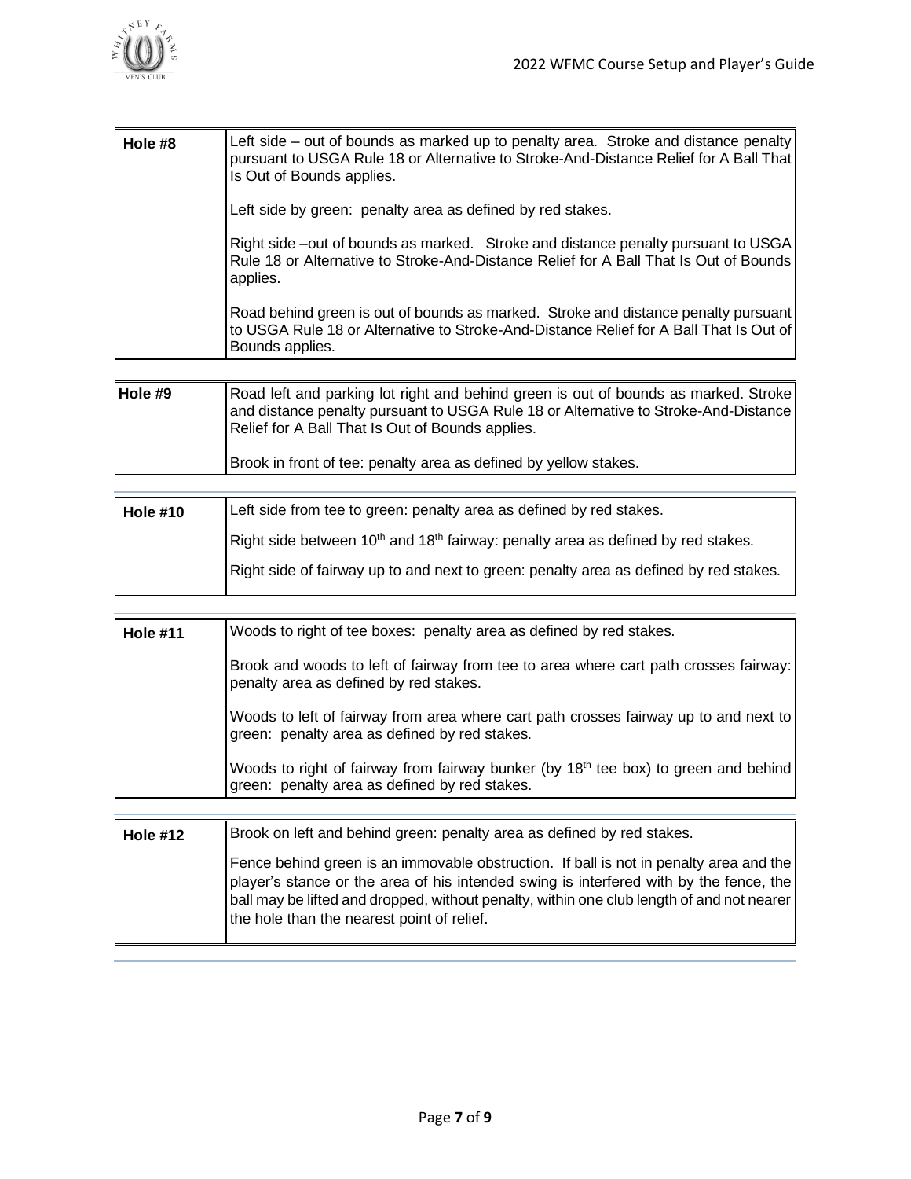| Hole #8 | Left side – out of bounds as marked up to penalty area. Stroke and distance penalty pursuant to USGA Rule 18 or Alternative to Stroke-And-Distance Relief for A Ball That Is Out of Bounds applies.<br><br>Left side by green: penalty area as defined by red stakes.<br><br>Right side –out of bounds as marked. Stroke and distance penalty pursuant to USGA Rule 18 or Alternative to Stroke-And-Distance Relief for A Ball That Is Out of Bounds applies.<br><br>Road behind green is out of bounds as marked. Stroke and distance penalty pursuant to USGA Rule 18 or Alternative to Stroke-And-Distance Relief for A Ball That Is Out of Bounds applies. |
|---|---|

| Hole #9 | Road left and parking lot right and behind green is out of bounds as marked. Stroke and distance penalty pursuant to USGA Rule 18 or Alternative to Stroke-And-Distance Relief for A Ball That Is Out of Bounds applies.<br><br>Brook in front of tee: penalty area as defined by yellow stakes. |
|---|---|

| Hole #10 | Left side from tee to green: penalty area as defined by red stakes.<br><br>Right side between 10th and 18th fairway: penalty area as defined by red stakes.<br><br>Right side of fairway up to and next to green: penalty area as defined by red stakes. |
|---|---|

| Hole #11 | Woods to right of tee boxes: penalty area as defined by red stakes.<br><br>Brook and woods to left of fairway from tee to area where cart path crosses fairway: penalty area as defined by red stakes.<br><br>Woods to left of fairway from area where cart path crosses fairway up to and next to green: penalty area as defined by red stakes.<br><br>Woods to right of fairway from fairway bunker (by 18th tee box) to green and behind green: penalty area as defined by red stakes. |
|---|---|

| Hole #12 | Brook on left and behind green: penalty area as defined by red stakes.<br><br>Fence behind green is an immovable obstruction. If ball is not in penalty area and the player's stance or the area of his intended swing is interfered with by the fence, the ball may be lifted and dropped, without penalty, within one club length of and not nearer the hole than the nearest point of relief. |
|---|---|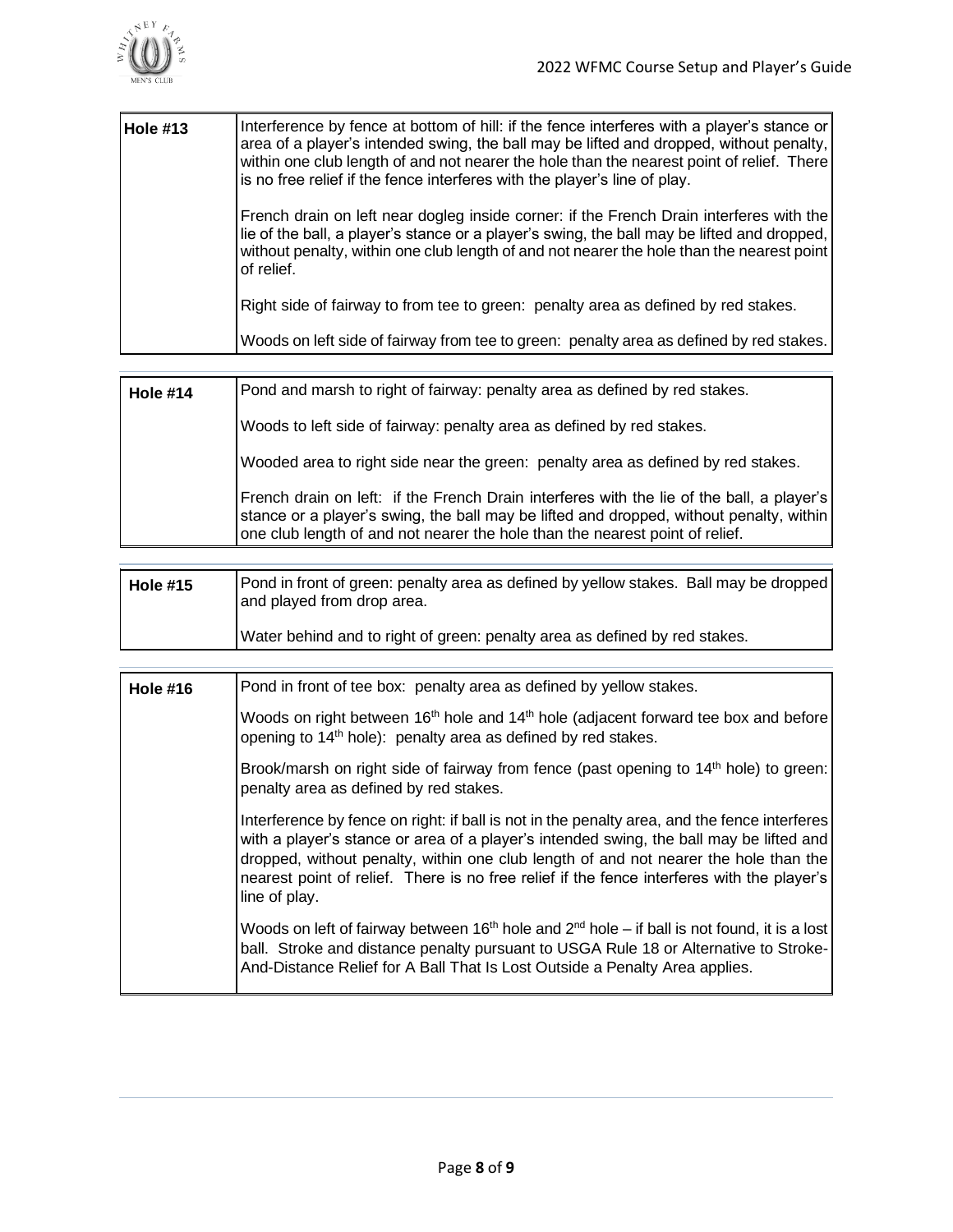| Hole #13 | Interference by fence at bottom of hill: if the fence interferes with a player's stance or area of a player's intended swing, the ball may be lifted and dropped, without penalty, within one club length of and not nearer the hole than the nearest point of relief. There is no free relief if the fence interferes with the player's line of play.<br><br>French drain on left near dogleg inside corner: if the French Drain interferes with the lie of the ball, a player's stance or a player's swing, the ball may be lifted and dropped, without penalty, within one club length of and not nearer the hole than the nearest point of relief.<br><br>Right side of fairway to from tee to green: penalty area as defined by red stakes.<br><br>Woods on left side of fairway from tee to green: penalty area as defined by red stakes. |
|---|---|

| Hole #14 | Pond and marsh to right of fairway: penalty area as defined by red stakes.<br><br>Woods to left side of fairway: penalty area as defined by red stakes.<br><br>Wooded area to right side near the green: penalty area as defined by red stakes.<br><br>French drain on left: if the French Drain interferes with the lie of the ball, a player's stance or a player's swing, the ball may be lifted and dropped, without penalty, within one club length of and not nearer the hole than the nearest point of relief. |
|---|---|

| Hole #15 | Pond in front of green: penalty area as defined by yellow stakes. Ball may be dropped and played from drop area.<br><br>Water behind and to right of green: penalty area as defined by red stakes. |
|---|---|

| Hole #16 | Pond in front of tee box: penalty area as defined by yellow stakes.<br><br>Woods on right between 16th hole and 14th hole (adjacent forward tee box and before opening to 14th hole): penalty area as defined by red stakes.<br><br>Brook/marsh on right side of fairway from fence (past opening to 14th hole) to green: penalty area as defined by red stakes.<br><br>Interference by fence on right: if ball is not in the penalty area, and the fence interferes with a player's stance or area of a player's intended swing, the ball may be lifted and dropped, without penalty, within one club length of and not nearer the hole than the nearest point of relief. There is no free relief if the fence interferes with the player's line of play.<br><br>Woods on left of fairway between 16th hole and 2nd hole – if ball is not found, it is a lost ball. Stroke and distance penalty pursuant to USGA Rule 18 or Alternative to Stroke-And-Distance Relief for A Ball That Is Lost Outside a Penalty Area applies. |
|---|---|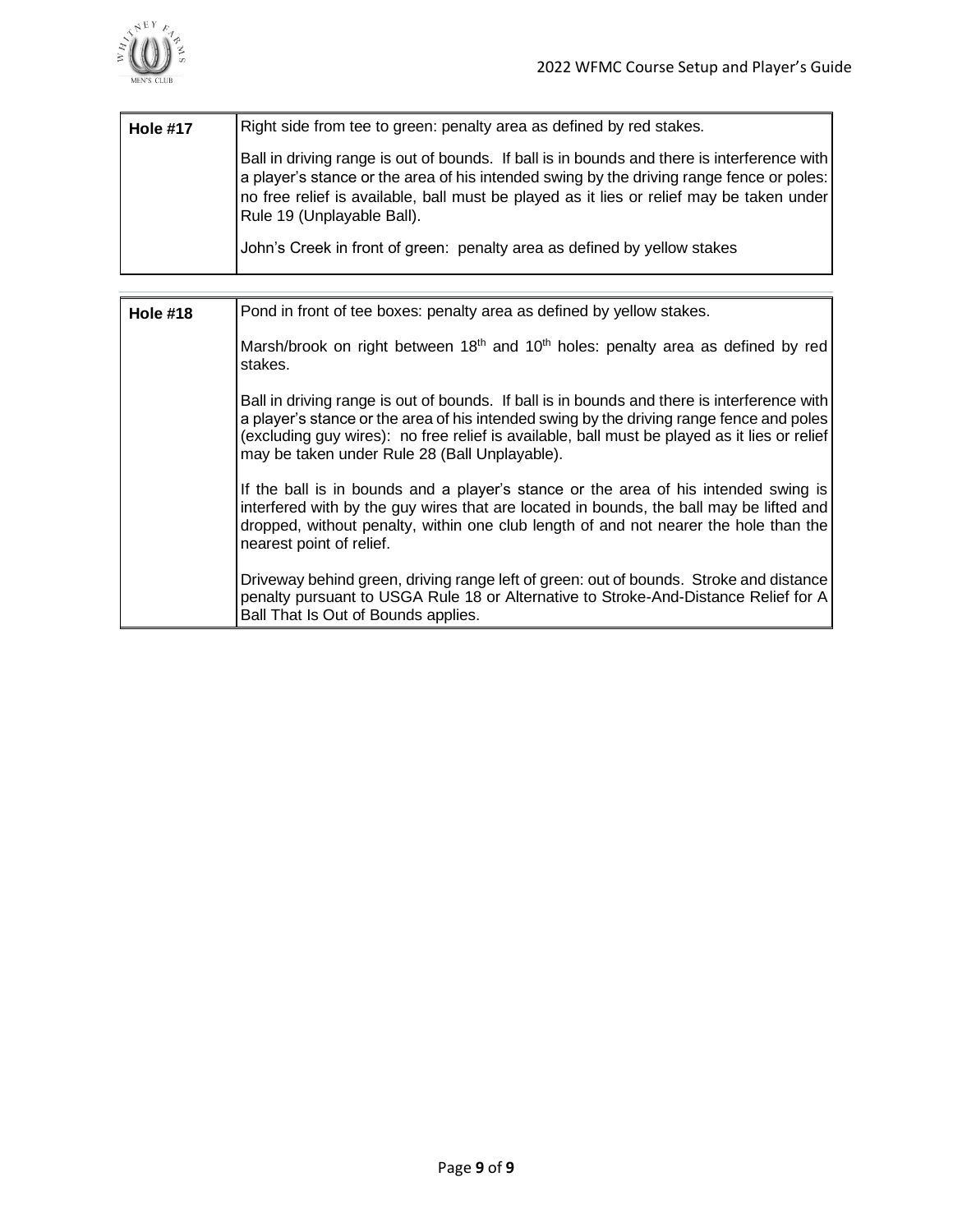| | |
|---|---|
| **Hole #17** | Right side from tee to green: penalty area as defined by red stakes.<br><br>Ball in driving range is out of bounds. If ball is in bounds and there is interference with a player's stance or the area of his intended swing by the driving range fence or poles: no free relief is available, ball must be played as it lies or relief may be taken under Rule 19 (Unplayable Ball).<br><br>John's Creek in front of green: penalty area as defined by yellow stakes |

| | |
|---|---|
| **Hole #18** | Pond in front of tee boxes: penalty area as defined by yellow stakes.<br><br>Marsh/brook on right between 18th and 10th holes: penalty area as defined by red stakes.<br><br>Ball in driving range is out of bounds. If ball is in bounds and there is interference with a player's stance or the area of his intended swing by the driving range fence and poles (excluding guy wires): no free relief is available, ball must be played as it lies or relief may be taken under Rule 28 (Ball Unplayable).<br><br>If the ball is in bounds and a player's stance or the area of his intended swing is interfered with by the guy wires that are located in bounds, the ball may be lifted and dropped, without penalty, within one club length of and not nearer the hole than the nearest point of relief.<br><br>Driveway behind green, driving range left of green: out of bounds. Stroke and distance penalty pursuant to USGA Rule 18 or Alternative to Stroke-And-Distance Relief for A Ball That Is Out of Bounds applies. |